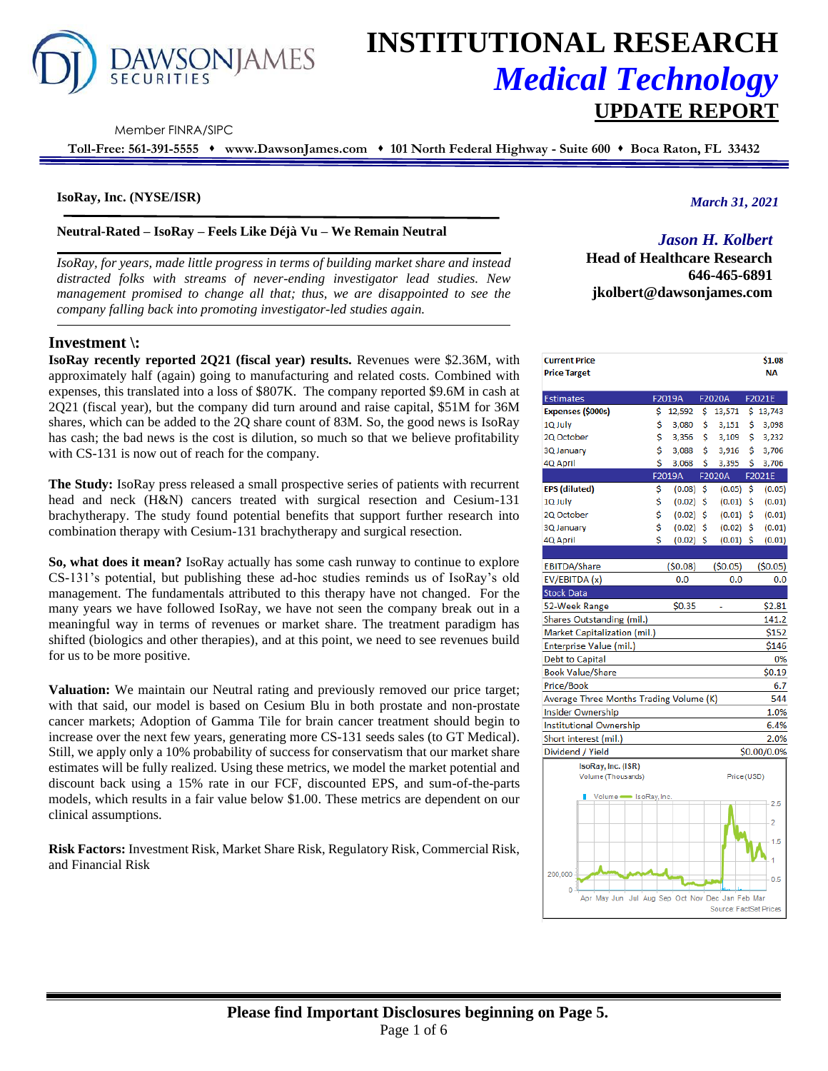# INSTITUTIONAL RESEARCH
## *Medical Technology*
## UPDATE REPORT

DAWSONJAMES SECURITIES

Member FINRA/SIPC

**Toll-Free: 561-391-5555 ♦ www.DawsonJames.com ♦ 101 North Federal Highway - Suite 600 ♦ Boca Raton, FL 33432**

**IsoRay, Inc. (NYSE/ISR)**

***March 31, 2021***

**Neutral-Rated – IsoRay – Feels Like Déjà Vu – We Remain Neutral**

*IsoRay, for years, made little progress in terms of building market share and instead distracted folks with streams of never-ending investigator lead studies. New management promised to change all that; thus, we are disappointed to see the company falling back into promoting investigator-led studies again.*

***Jason H. Kolbert***
**Head of Healthcare Research**
**646-465-6891**
**jkolbert@dawsonjames.com**

## Investment \:

**IsoRay recently reported 2Q21 (fiscal year) results.** Revenues were $2.36M, with approximately half (again) going to manufacturing and related costs. Combined with expenses, this translated into a loss of $807K. The company reported $9.6M in cash at 2Q21 (fiscal year), but the company did turn around and raise capital, $51M for 36M shares, which can be added to the 2Q share count of 83M. So, the good news is IsoRay has cash; the bad news is the cost is dilution, so much so that we believe profitability with CS-131 is now out of reach for the company.

**The Study:** IsoRay press released a small prospective series of patients with recurrent head and neck (H&N) cancers treated with surgical resection and Cesium-131 brachytherapy. The study found potential benefits that support further research into combination therapy with Cesium-131 brachytherapy and surgical resection.

**So, what does it mean?** IsoRay actually has some cash runway to continue to explore CS-131's potential, but publishing these ad-hoc studies reminds us of IsoRay's old management. The fundamentals attributed to this therapy have not changed. For the many years we have followed IsoRay, we have not seen the company break out in a meaningful way in terms of revenues or market share. The treatment paradigm has shifted (biologics and other therapies), and at this point, we need to see revenues build for us to be more positive.

**Valuation:** We maintain our Neutral rating and previously removed our price target; with that said, our model is based on Cesium Blu in both prostate and non-prostate cancer markets; Adoption of Gamma Tile for brain cancer treatment should begin to increase over the next few years, generating more CS-131 seeds sales (to GT Medical). Still, we apply only a 10% probability of success for conservatism that our market share estimates will be fully realized. Using these metrics, we model the market potential and discount back using a 15% rate in our FCF, discounted EPS, and sum-of-the-parts models, which results in a fair value below $1.00. These metrics are dependent on our clinical assumptions.

**Risk Factors:** Investment Risk, Market Share Risk, Regulatory Risk, Commercial Risk, and Financial Risk

| | | | |
|---|---|---|---|
| **Current Price** | | | **$1.08** |
| **Price Target** | | | **NA** |

| Estimates | F2019A | F2020A | F2021E |
|---|---|---|---|
| **Expenses ($000s)** | $ 12,592 | $ 13,571 | $ 13,743 |
| 1Q July | $ 3,080 | $ 3,151 | $ 3,098 |
| 2Q October | $ 3,356 | $ 3,109 | $ 3,232 |
| 3Q January | $ 3,088 | $ 3,916 | $ 3,706 |
| 4Q April | $ 3,068 | $ 3,395 | $ 3,706 |
| | **F2019A** | **F2020A** | **F2021E** |
| **EPS (diluted)** | $ (0.08) | $ (0.05) | $ (0.05) |
| 1Q July | $ (0.02) | $ (0.01) | $ (0.01) |
| 2Q October | $ (0.02) | $ (0.01) | $ (0.01) |
| 3Q January | $ (0.02) | $ (0.02) | $ (0.01) |
| 4Q April | $ (0.02) | $ (0.01) | $ (0.01) |
| EBITDA/Share | ($0.08) | ($0.05) | ($0.05) |
| EV/EBITDA (x) | 0.0 | 0.0 | 0.0 |

| Stock Data | | | |
|---|---|---|---|
| 52-Week Range | $0.35 | - | $2.81 |
| Shares Outstanding (mil.) | | | 141.2 |
| Market Capitalization (mil.) | | | $152 |
| Enterprise Value (mil.) | | | $146 |
| Debt to Capital | | | 0% |
| Book Value/Share | | | $0.19 |
| Price/Book | | | 6.7 |
| Average Three Months Trading Volume (K) | | | 544 |
| Insider Ownership | | | 1.0% |
| Institutional Ownership | | | 6.4% |
| Short interest (mil.) | | | 2.0% |
| Dividend / Yield | | | $0.00/0.0% |

IsoRay, Inc. (ISR) — Volume (Thousands) / Price (USD)

Source: FactSet Prices

**Please find Important Disclosures beginning on Page 5.**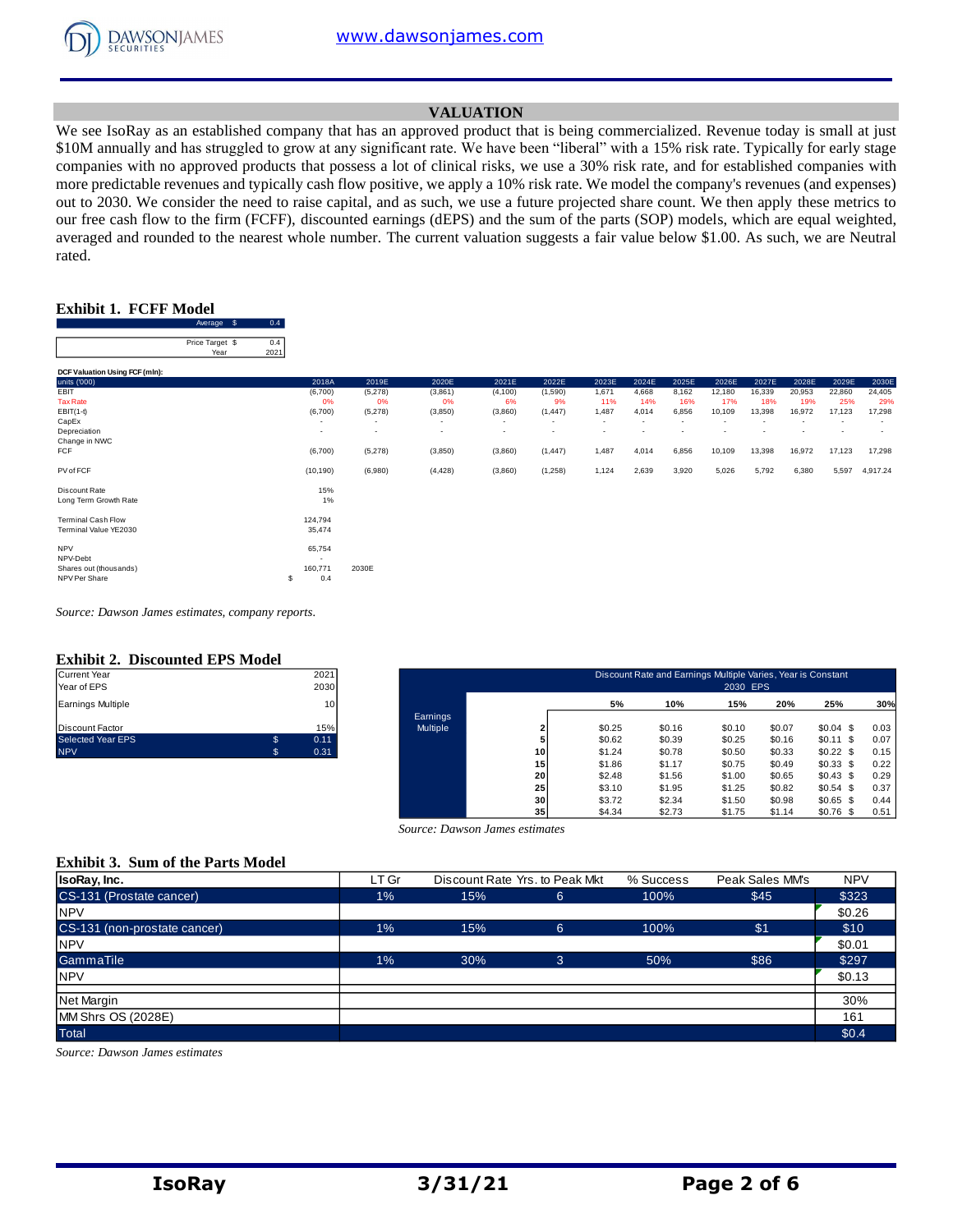## VALUATION

We see IsoRay as an established company that has an approved product that is being commercialized. Revenue today is small at just \$10M annually and has struggled to grow at any significant rate. We have been "liberal" with a 15% risk rate. Typically for early stage companies with no approved products that possess a lot of clinical risks, we use a 30% risk rate, and for established companies with more predictable revenues and typically cash flow positive, we apply a 10% risk rate. We model the company's revenues (and expenses) out to 2030. We consider the need to raise capital, and as such, we use a future projected share count. We then apply these metrics to our free cash flow to the firm (FCFF), discounted earnings (dEPS) and the sum of the parts (SOP) models, which are equal weighted, averaged and rounded to the nearest whole number. The current valuation suggests a fair value below \$1.00. As such, we are Neutral rated.

### Exhibit 1. FCFF Model

| | |
|---|---|
| Average \$ | 0.4 |
| Price Target \$ | 0.4 |
| Year | 2021 |

**DCF Valuation Using FCF (mln):**

| units ('000) | 2018A | 2019E | 2020E | 2021E | 2022E | 2023E | 2024E | 2025E | 2026E | 2027E | 2028E | 2029E | 2030E |
|---|---|---|---|---|---|---|---|---|---|---|---|---|---|
| EBIT | (6,700) | (5,278) | (3,861) | (4,100) | (1,590) | 1,671 | 4,668 | 8,162 | 12,180 | 16,339 | 20,953 | 22,860 | 24,405 |
| Tax Rate | 0% | 0% | 0% | 6% | 9% | 11% | 14% | 16% | 17% | 18% | 19% | 25% | 29% |
| EBIT(1-t) | (6,700) | (5,278) | (3,850) | (3,860) | (1,447) | 1,487 | 4,014 | 6,856 | 10,109 | 13,398 | 16,972 | 17,123 | 17,298 |
| CapEx | - | - | - | - | - | - | - | - | - | - | - | - | - |
| Depreciation | - | - | - | - | - | - | - | - | - | - | - | - | - |
| Change in NWC | | | | | | | | | | | | | |
| FCF | (6,700) | (5,278) | (3,850) | (3,860) | (1,447) | 1,487 | 4,014 | 6,856 | 10,109 | 13,398 | 16,972 | 17,123 | 17,298 |
| | | | | | | | | | | | | | |
| PV of FCF | (10,190) | (6,980) | (4,428) | (3,860) | (1,258) | 1,124 | 2,639 | 3,920 | 5,026 | 5,792 | 6,380 | 5,597 | 4,917.24 |
| | | | | | | | | | | | | | |
| Discount Rate | 15% | | | | | | | | | | | | |
| Long Term Growth Rate | 1% | | | | | | | | | | | | |
| | | | | | | | | | | | | | |
| Terminal Cash Flow | 124,794 | | | | | | | | | | | | |
| Terminal Value YE2030 | 35,474 | | | | | | | | | | | | |
| | | | | | | | | | | | | | |
| NPV | 65,754 | | | | | | | | | | | | |
| NPV-Debt | - | | | | | | | | | | | | |
| Shares out (thousands) | 160,771 | 2030E | | | | | | | | | | | |
| NPV Per Share | \$ 0.4 | | | | | | | | | | | | |

*Source: Dawson James estimates, company reports.*

### Exhibit 2. Discounted EPS Model

| | | |
|---|---|---|
| Current Year | | 2021 |
| Year of EPS | | 2030 |
| Earnings Multiple | | 10 |
| Discount Factor | | 15% |
| Selected Year EPS | \$ | 0.11 |
| NPV | \$ | 0.31 |

Discount Rate and Earnings Multiple Varies, Year is Constant — 2030 EPS

| | | 5% | 10% | 15% | 20% | 25% | 30% |
|---|---|---|---|---|---|---|---|
| Earnings Multiple | 2 | \$0.25 | \$0.16 | \$0.10 | \$0.07 | \$0.04 | \$ 0.03 |
| | 5 | \$0.62 | \$0.39 | \$0.25 | \$0.16 | \$0.11 | \$ 0.07 |
| | 10 | \$1.24 | \$0.78 | \$0.50 | \$0.33 | \$0.22 | \$ 0.15 |
| | 15 | \$1.86 | \$1.17 | \$0.75 | \$0.49 | \$0.33 | \$ 0.22 |
| | 20 | \$2.48 | \$1.56 | \$1.00 | \$0.65 | \$0.43 | \$ 0.29 |
| | 25 | \$3.10 | \$1.95 | \$1.25 | \$0.82 | \$0.54 | \$ 0.37 |
| | 30 | \$3.72 | \$2.34 | \$1.50 | \$0.98 | \$0.65 | \$ 0.44 |
| | 35 | \$4.34 | \$2.73 | \$1.75 | \$1.14 | \$0.76 | \$ 0.51 |

*Source: Dawson James estimates*

### Exhibit 3. Sum of the Parts Model

| IsoRay, Inc. | LT Gr | Discount Rate | Yrs. to Peak Mkt | % Success | Peak Sales MM's | NPV |
|---|---|---|---|---|---|---|
| CS-131 (Prostate cancer) | 1% | 15% | 6 | 100% | \$45 | \$323 |
| NPV | | | | | | \$0.26 |
| CS-131 (non-prostate cancer) | 1% | 15% | 6 | 100% | \$1 | \$10 |
| NPV | | | | | | \$0.01 |
| GammaTile | 1% | 30% | 3 | 50% | \$86 | \$297 |
| NPV | | | | | | \$0.13 |
| | | | | | | |
| Net Margin | | | | | | 30% |
| MM Shrs OS (2028E) | | | | | | 161 |
| Total | | | | | | \$0.4 |

*Source: Dawson James estimates*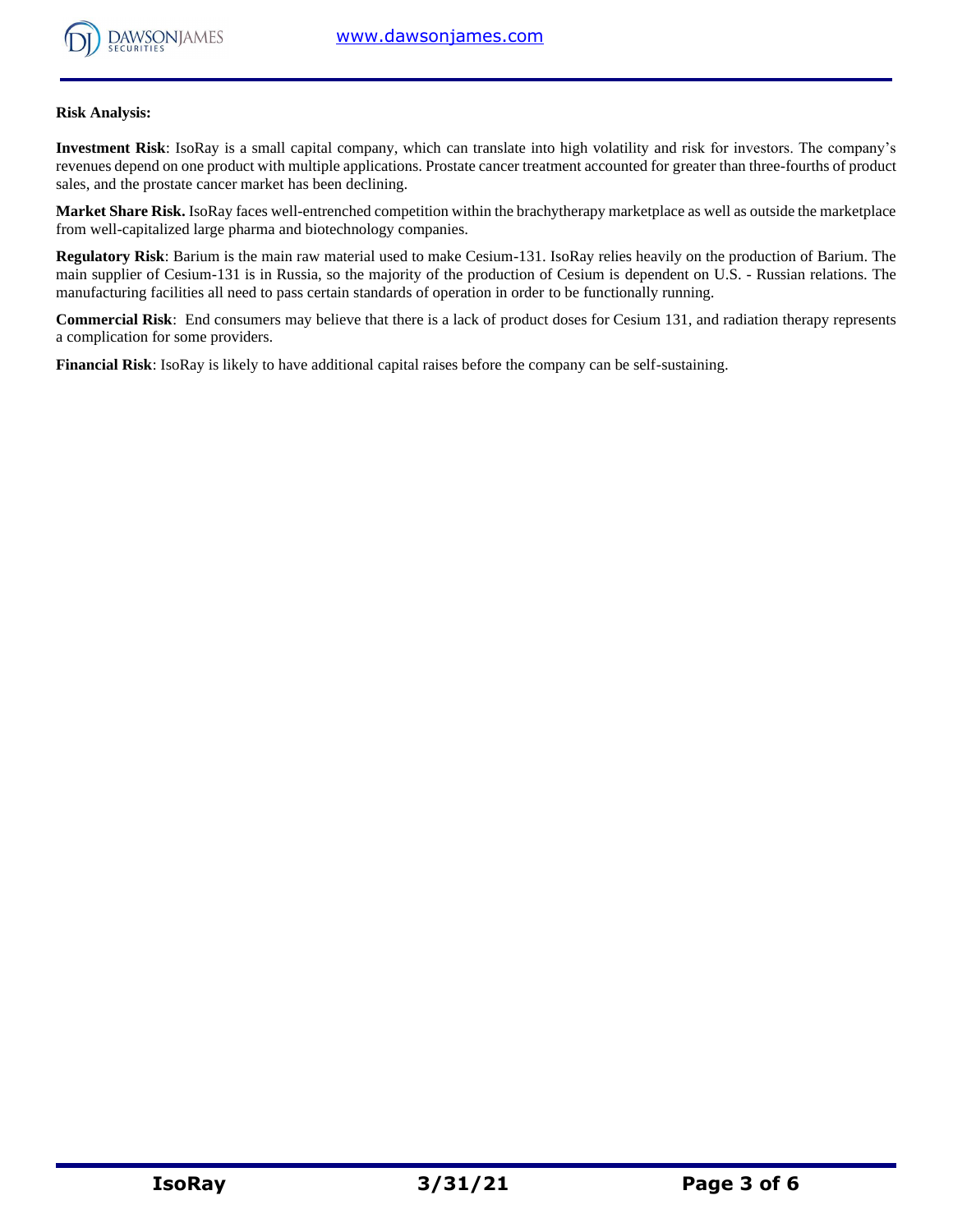**Risk Analysis:**

**Investment Risk**: IsoRay is a small capital company, which can translate into high volatility and risk for investors. The company's revenues depend on one product with multiple applications. Prostate cancer treatment accounted for greater than three-fourths of product sales, and the prostate cancer market has been declining.

**Market Share Risk.** IsoRay faces well-entrenched competition within the brachytherapy marketplace as well as outside the marketplace from well-capitalized large pharma and biotechnology companies.

**Regulatory Risk**: Barium is the main raw material used to make Cesium-131. IsoRay relies heavily on the production of Barium. The main supplier of Cesium-131 is in Russia, so the majority of the production of Cesium is dependent on U.S. - Russian relations. The manufacturing facilities all need to pass certain standards of operation in order to be functionally running.

**Commercial Risk**: End consumers may believe that there is a lack of product doses for Cesium 131, and radiation therapy represents a complication for some providers.

**Financial Risk**: IsoRay is likely to have additional capital raises before the company can be self-sustaining.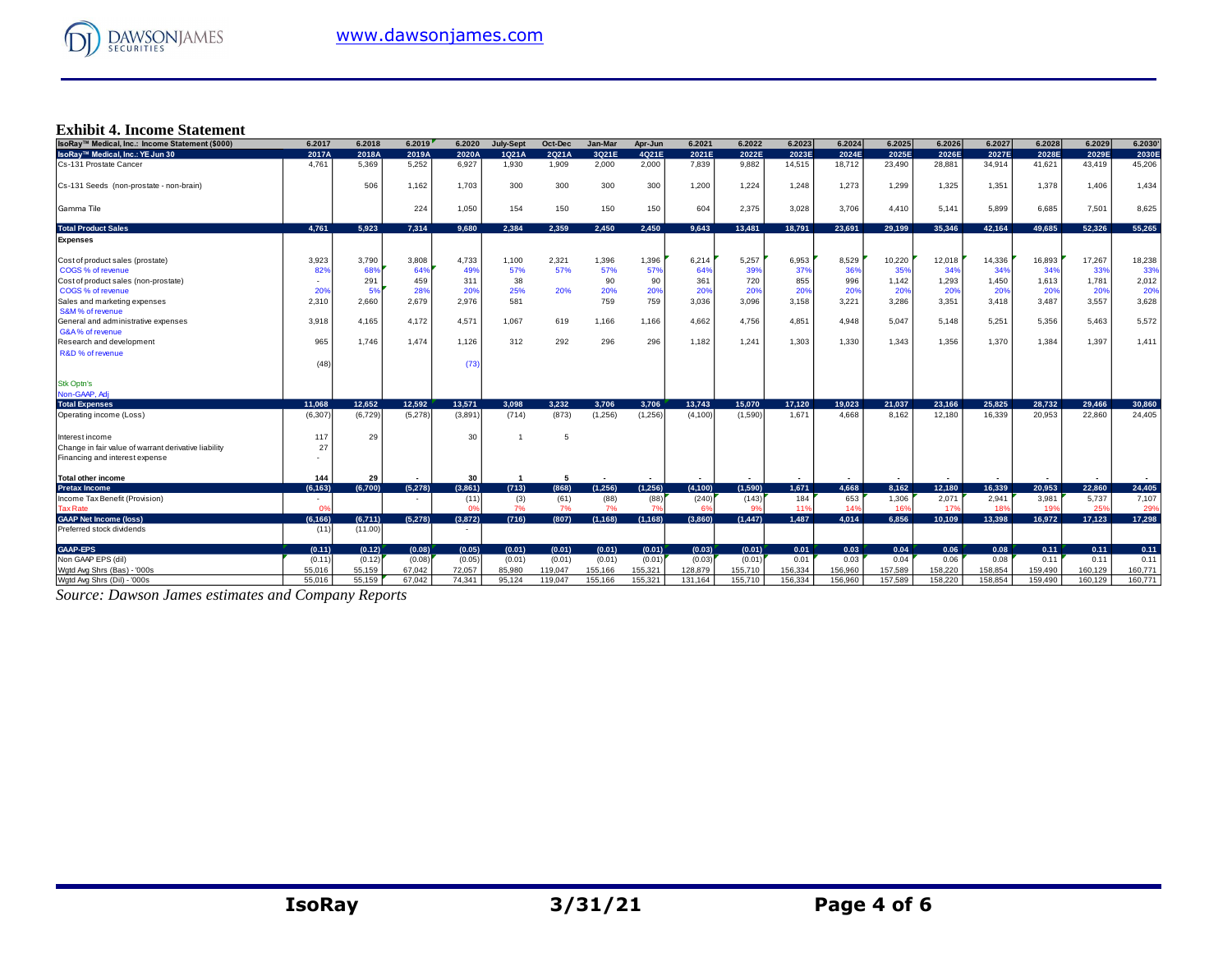## Exhibit 4. Income Statement

| IsoRay™ Medical, Inc.: Income Statement ($000) | 6.2017 | 6.2018 | 6.2019 | 6.2020 | July-Sept | Oct-Dec | Jan-Mar | Apr-Jun | 6.2021 | 6.2022 | 6.2023 | 6.2024 | 6.2025 | 6.2026 | 6.2027 | 6.2028 | 6.2029 | 6.2030 |
|---|---|---|---|---|---|---|---|---|---|---|---|---|---|---|---|---|---|---|
| IsoRay™ Medical, Inc.: YE Jun 30 | 2017A | 2018A | 2019A | 2020A | 1Q21A | 2Q21A | 3Q21E | 4Q21E | 2021E | 2022E | 2023E | 2024E | 2025E | 2026E | 2027E | 2028E | 2029E | 2030E |
| Cs-131 Prostate Cancer | 4,761 | 5,369 | 5,252 | 6,927 | 1,930 | 1,909 | 2,000 | 2,000 | 7,839 | 9,882 | 14,515 | 18,712 | 23,490 | 28,881 | 34,914 | 41,621 | 43,419 | 45,206 |
| Cs-131 Seeds (non-prostate - non-brain) | | 506 | 1,162 | 1,703 | 300 | 300 | 300 | 300 | 1,200 | 1,224 | 1,248 | 1,273 | 1,299 | 1,325 | 1,351 | 1,378 | 1,406 | 1,434 |
| Gamma Tile | | | 224 | 1,050 | 154 | 150 | 150 | 150 | 604 | 2,375 | 3,028 | 3,706 | 4,410 | 5,141 | 5,899 | 6,685 | 7,501 | 8,625 |
| **Total Product Sales** | **4,761** | **5,923** | **7,314** | **9,680** | **2,384** | **2,359** | **2,450** | **2,450** | **9,643** | **13,481** | **18,791** | **23,691** | **29,199** | **35,346** | **42,164** | **49,685** | **52,326** | **55,265** |
| **Expenses** | | | | | | | | | | | | | | | | | | |
| Cost of product sales (prostate) | 3,923 | 3,790 | 3,808 | 4,733 | 1,100 | 2,321 | 1,396 | 1,396 | 6,214 | 5,257 | 6,953 | 8,529 | 10,220 | 12,018 | 14,336 | 16,893 | 17,267 | 18,238 |
| COGS % of revenue | 82% | 68% | 64% | 49% | 57% | 57% | 57% | 57% | 64% | 39% | 37% | 36% | 35% | 34% | 34% | 34% | 33% | 33% |
| Cost of product sales (non-prostate) | - | 291 | 459 | 311 | 38 | | 90 | 90 | 361 | 720 | 855 | 996 | 1,142 | 1,293 | 1,450 | 1,613 | 1,781 | 2,012 |
| COGS % of revenue | 20% | 5% | 28% | 20% | 25% | 20% | 20% | 20% | 20% | 20% | 20% | 20% | 20% | 20% | 20% | 20% | 20% | 20% |
| Sales and marketing expenses | 2,310 | 2,660 | 2,679 | 2,976 | 581 | | 759 | 759 | 3,036 | 3,096 | 3,158 | 3,221 | 3,286 | 3,351 | 3,418 | 3,487 | 3,557 | 3,628 |
| S&M % of revenue | | | | | | | | | | | | | | | | | | |
| General and administrative expenses | 3,918 | 4,165 | 4,172 | 4,571 | 1,067 | 619 | 1,166 | 1,166 | 4,662 | 4,756 | 4,851 | 4,948 | 5,047 | 5,148 | 5,251 | 5,356 | 5,463 | 5,572 |
| G&A % of revenue | | | | | | | | | | | | | | | | | | |
| Research and development | 965 | 1,746 | 1,474 | 1,126 | 312 | 292 | 296 | 296 | 1,182 | 1,241 | 1,303 | 1,330 | 1,343 | 1,356 | 1,370 | 1,384 | 1,397 | 1,411 |
| R&D % of revenue | | | | | | | | | | | | | | | | | | |
| | (48) | | | (73) | | | | | | | | | | | | | | |
| Stk Optn's | | | | | | | | | | | | | | | | | | |
| Non-GAAP, Adj | | | | | | | | | | | | | | | | | | |
| **Total Expenses** | **11,068** | **12,652** | **12,592** | **13,571** | **3,098** | **3,232** | **3,706** | **3,706** | **13,743** | **15,070** | **17,120** | **19,023** | **21,037** | **23,166** | **25,825** | **28,732** | **29,466** | **30,860** |
| Operating income (Loss) | (6,307) | (6,729) | (5,278) | (3,891) | (714) | (873) | (1,256) | (1,256) | (4,100) | (1,590) | 1,671 | 4,668 | 8,162 | 12,180 | 16,339 | 20,953 | 22,860 | 24,405 |
| Interest income | 117 | 29 | | 30 | 1 | 5 | | | | | | | | | | | | |
| Change in fair value of warrant derivative liability | 27 | | | | | | | | | | | | | | | | | |
| Financing and interest expense | - | | | | | | | | | | | | | | | | | |
| **Total other income** | **144** | **29** | **-** | **30** | **1** | **5** | **-** | **-** | **-** | **-** | **-** | **-** | **-** | **-** | **-** | **-** | **-** | **-** |
| **Pretax Income** | **(6,163)** | **(6,700)** | **(5,278)** | **(3,861)** | **(713)** | **(868)** | **(1,256)** | **(1,256)** | **(4,100)** | **(1,590)** | **1,671** | **4,668** | **8,162** | **12,180** | **16,339** | **20,953** | **22,860** | **24,405** |
| Income Tax Benefit (Provision) | - | | - | (11) | (3) | (61) | (88) | (88) | (240) | (143) | 184 | 653 | 1,306 | 2,071 | 2,941 | 3,981 | 5,737 | 7,107 |
| Tax Rate | 0% | | | 0% | 7% | 7% | 7% | 7% | 6% | 9% | 11% | 14% | 16% | 17% | 18% | 19% | 25% | 29% |
| **GAAP Net Income (loss)** | **(6,166)** | **(6,711)** | **(5,278)** | **(3,872)** | **(716)** | **(807)** | **(1,168)** | **(1,168)** | **(3,860)** | **(1,447)** | **1,487** | **4,014** | **6,856** | **10,109** | **13,398** | **16,972** | **17,123** | **17,298** |
| Preferred stock dividends | (11) | (11.00) | | - | | | | | | | | | | | | | | |
| **GAAP-EPS** | **(0.11)** | **(0.12)** | **(0.08)** | **(0.05)** | **(0.01)** | **(0.01)** | **(0.01)** | **(0.01)** | **(0.03)** | **(0.01)** | **0.01** | **0.03** | **0.04** | **0.06** | **0.08** | **0.11** | **0.11** | **0.11** |
| Non GAAP EPS (dil) | (0.11) | (0.12) | (0.08) | (0.05) | (0.01) | (0.01) | (0.01) | (0.01) | (0.03) | (0.01) | 0.01 | 0.03 | 0.04 | 0.06 | 0.08 | 0.11 | 0.11 | 0.11 |
| Wgtd Avg Shrs (Bas) - '000s | 55,016 | 55,159 | 67,042 | 72,057 | 85,980 | 119,047 | 155,166 | 155,321 | 128,879 | 155,710 | 156,334 | 156,960 | 157,589 | 158,220 | 158,854 | 159,490 | 160,129 | 160,771 |
| Wgtd Avg Shrs (Dil) - '000s | 55,016 | 55,159 | 67,042 | 74,341 | 95,124 | 119,047 | 155,166 | 155,321 | 131,164 | 155,710 | 156,334 | 156,960 | 157,589 | 158,220 | 158,854 | 159,490 | 160,129 | 160,771 |

*Source: Dawson James estimates and Company Reports*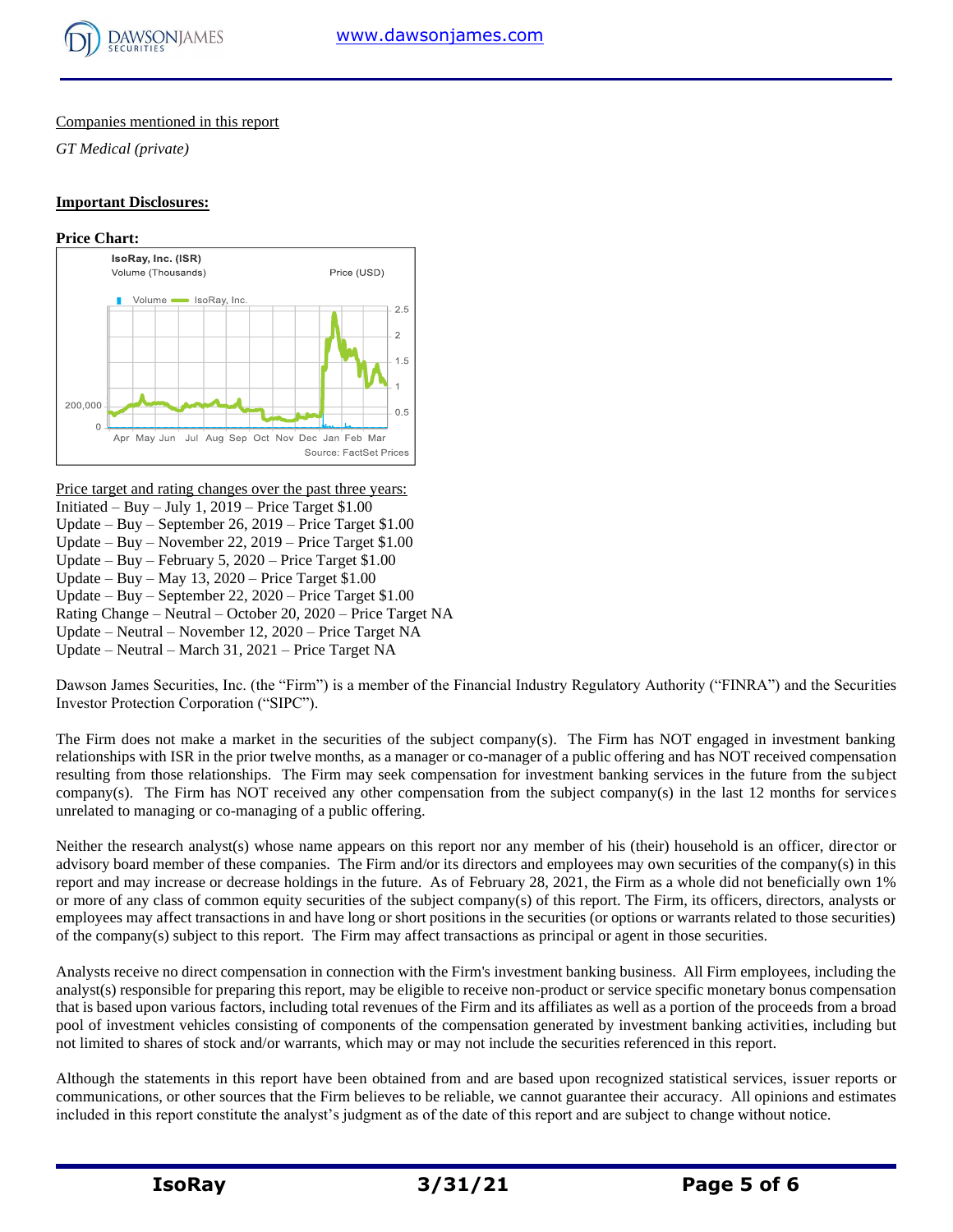Companies mentioned in this report

*GT Medical (private)*

**Important Disclosures:**

**Price Chart:**

Price target and rating changes over the past three years:
Initiated – Buy – July 1, 2019 – Price Target $1.00
Update – Buy – September 26, 2019 – Price Target $1.00
Update – Buy – November 22, 2019 – Price Target $1.00
Update – Buy – February 5, 2020 – Price Target $1.00
Update – Buy – May 13, 2020 – Price Target $1.00
Update – Buy – September 22, 2020 – Price Target $1.00
Rating Change – Neutral – October 20, 2020 – Price Target NA
Update – Neutral – November 12, 2020 – Price Target NA
Update – Neutral – March 31, 2021 – Price Target NA

Dawson James Securities, Inc. (the "Firm") is a member of the Financial Industry Regulatory Authority ("FINRA") and the Securities Investor Protection Corporation ("SIPC").

The Firm does not make a market in the securities of the subject company(s). The Firm has NOT engaged in investment banking relationships with ISR in the prior twelve months, as a manager or co-manager of a public offering and has NOT received compensation resulting from those relationships. The Firm may seek compensation for investment banking services in the future from the subject company(s). The Firm has NOT received any other compensation from the subject company(s) in the last 12 months for services unrelated to managing or co-managing of a public offering.

Neither the research analyst(s) whose name appears on this report nor any member of his (their) household is an officer, director or advisory board member of these companies. The Firm and/or its directors and employees may own securities of the company(s) in this report and may increase or decrease holdings in the future. As of February 28, 2021, the Firm as a whole did not beneficially own 1% or more of any class of common equity securities of the subject company(s) of this report. The Firm, its officers, directors, analysts or employees may affect transactions in and have long or short positions in the securities (or options or warrants related to those securities) of the company(s) subject to this report. The Firm may affect transactions as principal or agent in those securities.

Analysts receive no direct compensation in connection with the Firm's investment banking business. All Firm employees, including the analyst(s) responsible for preparing this report, may be eligible to receive non-product or service specific monetary bonus compensation that is based upon various factors, including total revenues of the Firm and its affiliates as well as a portion of the proceeds from a broad pool of investment vehicles consisting of components of the compensation generated by investment banking activities, including but not limited to shares of stock and/or warrants, which may or may not include the securities referenced in this report.

Although the statements in this report have been obtained from and are based upon recognized statistical services, issuer reports or communications, or other sources that the Firm believes to be reliable, we cannot guarantee their accuracy. All opinions and estimates included in this report constitute the analyst's judgment as of the date of this report and are subject to change without notice.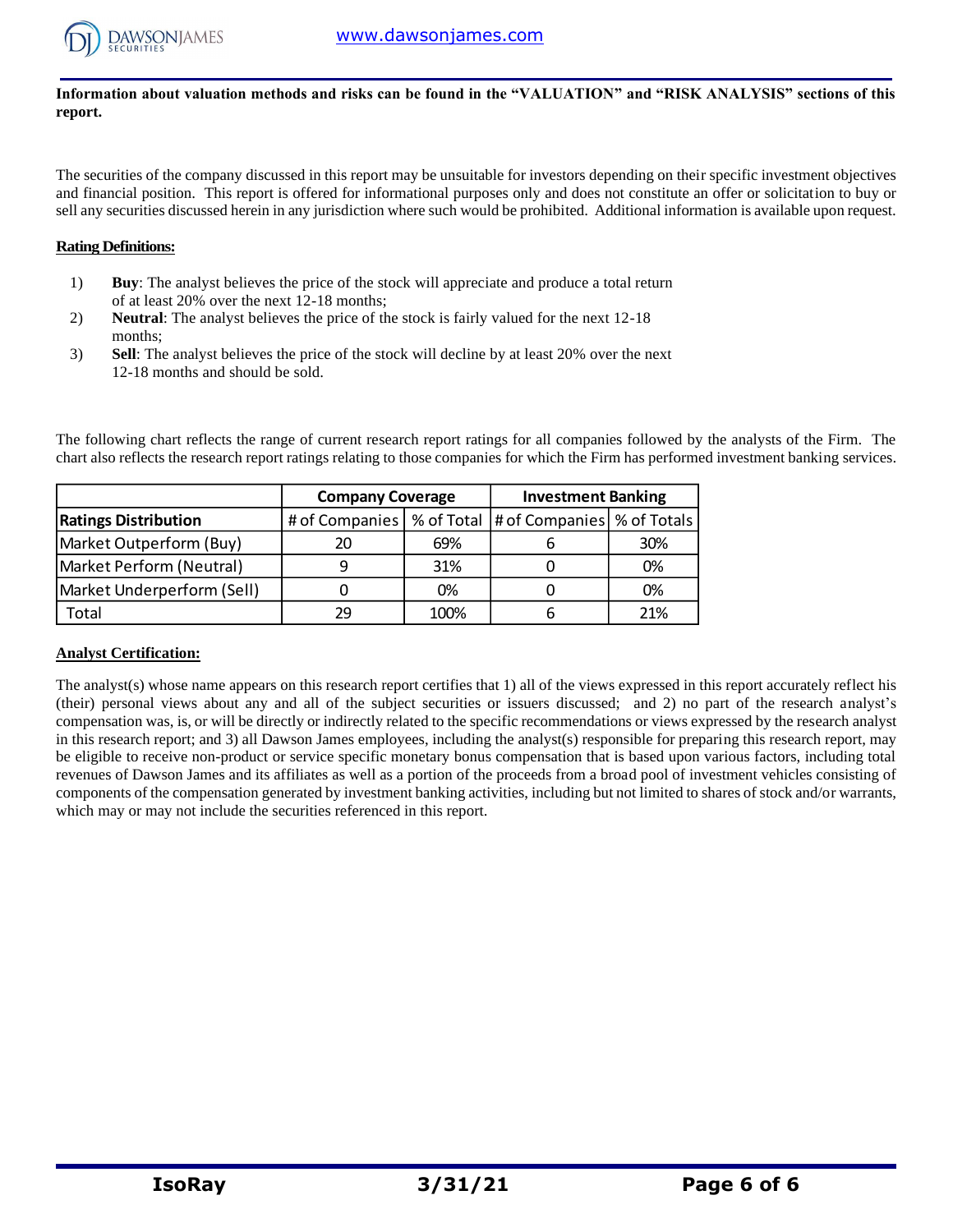**Information about valuation methods and risks can be found in the "VALUATION" and "RISK ANALYSIS" sections of this report.**

The securities of the company discussed in this report may be unsuitable for investors depending on their specific investment objectives and financial position. This report is offered for informational purposes only and does not constitute an offer or solicitation to buy or sell any securities discussed herein in any jurisdiction where such would be prohibited. Additional information is available upon request.

**Rating Definitions:**

1) **Buy**: The analyst believes the price of the stock will appreciate and produce a total return of at least 20% over the next 12-18 months;
2) **Neutral**: The analyst believes the price of the stock is fairly valued for the next 12-18 months;
3) **Sell**: The analyst believes the price of the stock will decline by at least 20% over the next 12-18 months and should be sold.

The following chart reflects the range of current research report ratings for all companies followed by the analysts of the Firm. The chart also reflects the research report ratings relating to those companies for which the Firm has performed investment banking services.

| | Company Coverage | | Investment Banking | |
|---|---|---|---|---|
| **Ratings Distribution** | # of Companies | % of Total | # of Companies | % of Totals |
| Market Outperform (Buy) | 20 | 69% | 6 | 30% |
| Market Perform (Neutral) | 9 | 31% | 0 | 0% |
| Market Underperform (Sell) | 0 | 0% | 0 | 0% |
| Total | 29 | 100% | 6 | 21% |

**Analyst Certification:**

The analyst(s) whose name appears on this research report certifies that 1) all of the views expressed in this report accurately reflect his (their) personal views about any and all of the subject securities or issuers discussed; and 2) no part of the research analyst's compensation was, is, or will be directly or indirectly related to the specific recommendations or views expressed by the research analyst in this research report; and 3) all Dawson James employees, including the analyst(s) responsible for preparing this research report, may be eligible to receive non-product or service specific monetary bonus compensation that is based upon various factors, including total revenues of Dawson James and its affiliates as well as a portion of the proceeds from a broad pool of investment vehicles consisting of components of the compensation generated by investment banking activities, including but not limited to shares of stock and/or warrants, which may or may not include the securities referenced in this report.